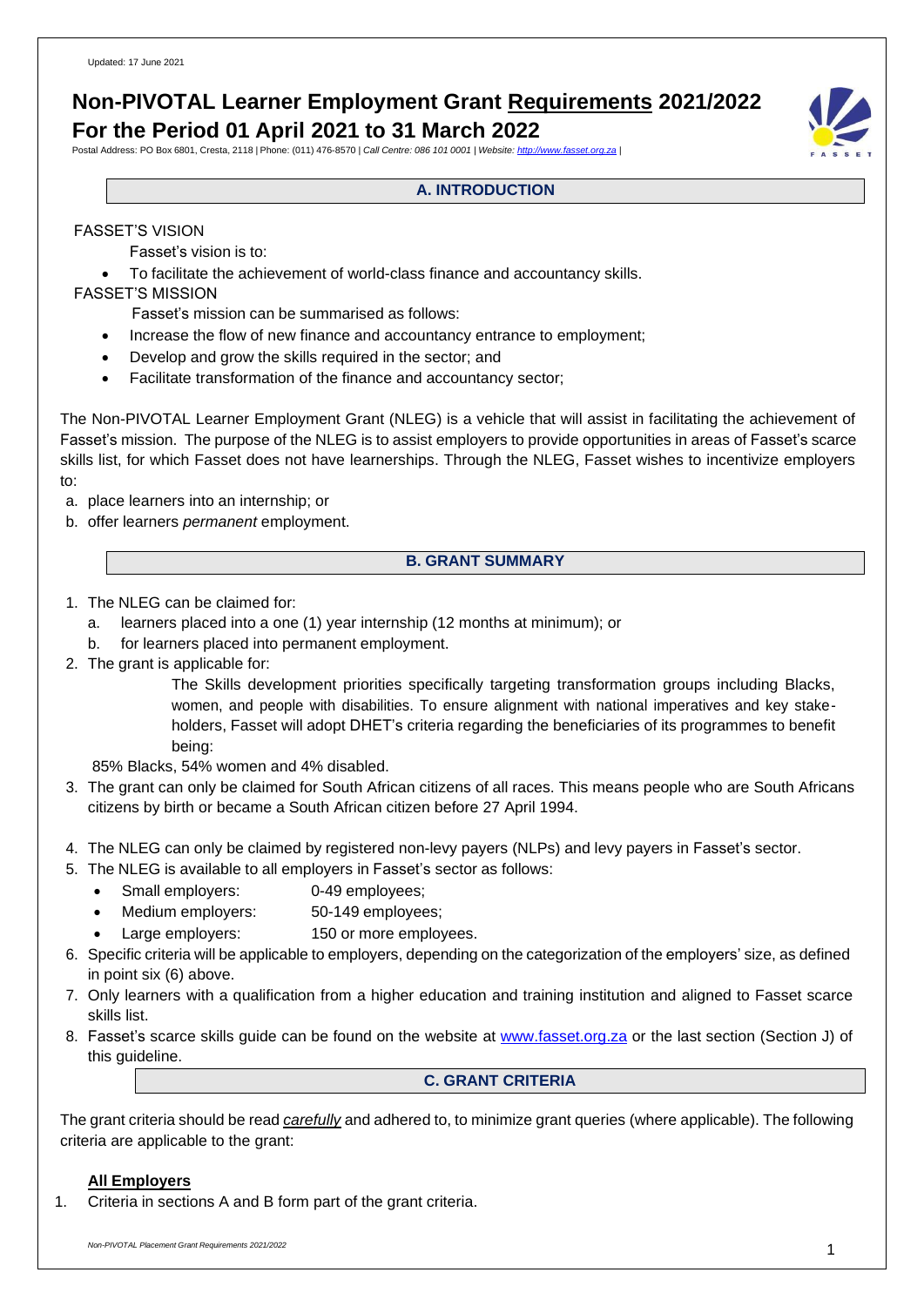Updated: 17 June 2021

# Non-PIVOTAL Learner Employment Grant Requirements 2021/2022 For the Period 01 April 2021 to 31 March 2022

Postal Address: PO Box 6801, Cresta, 2118 | Phone: (011) 476-8570 | *Call Centre: 086 101 0001 | Website: http://www.fasset.org.za* |

## A. INTRODUCTION

FASSET'S VISION

Fasset's vision is to:

- To facilitate the achievement of world-class finance and accountancy skills.

FASSET'S MISSION

Fasset's mission can be summarised as follows:

- Increase the flow of new finance and accountancy entrance to employment;
- Develop and grow the skills required in the sector; and
- Facilitate transformation of the finance and accountancy sector;

The Non-PIVOTAL Learner Employment Grant (NLEG) is a vehicle that will assist in facilitating the achievement of Fasset's mission. The purpose of the NLEG is to assist employers to provide opportunities in areas of Fasset's scarce skills list, for which Fasset does not have learnerships. Through the NLEG, Fasset wishes to incentivize employers to:

a. place learners into an internship; or
b. offer learners *permanent* employment.

## B. GRANT SUMMARY

1. The NLEG can be claimed for:
   a. learners placed into a one (1) year internship (12 months at minimum); or
   b. for learners placed into permanent employment.
2. The grant is applicable for:

   The Skills development priorities specifically targeting transformation groups including Blacks, women, and people with disabilities. To ensure alignment with national imperatives and key stake-holders, Fasset will adopt DHET's criteria regarding the beneficiaries of its programmes to benefit being:

   85% Blacks, 54% women and 4% disabled.
3. The grant can only be claimed for South African citizens of all races. This means people who are South Africans citizens by birth or became a South African citizen before 27 April 1994.
4. The NLEG can only be claimed by registered non-levy payers (NLPs) and levy payers in Fasset's sector.
5. The NLEG is available to all employers in Fasset's sector as follows:
   - Small employers: 0-49 employees;
   - Medium employers: 50-149 employees;
   - Large employers: 150 or more employees.
6. Specific criteria will be applicable to employers, depending on the categorization of the employers' size, as defined in point six (6) above.
7. Only learners with a qualification from a higher education and training institution and aligned to Fasset scarce skills list.
8. Fasset's scarce skills guide can be found on the website at www.fasset.org.za or the last section (Section J) of this guideline.

## C. GRANT CRITERIA

The grant criteria should be read *carefully* and adhered to, to minimize grant queries (where applicable). The following criteria are applicable to the grant:

### All Employers

1. Criteria in sections A and B form part of the grant criteria.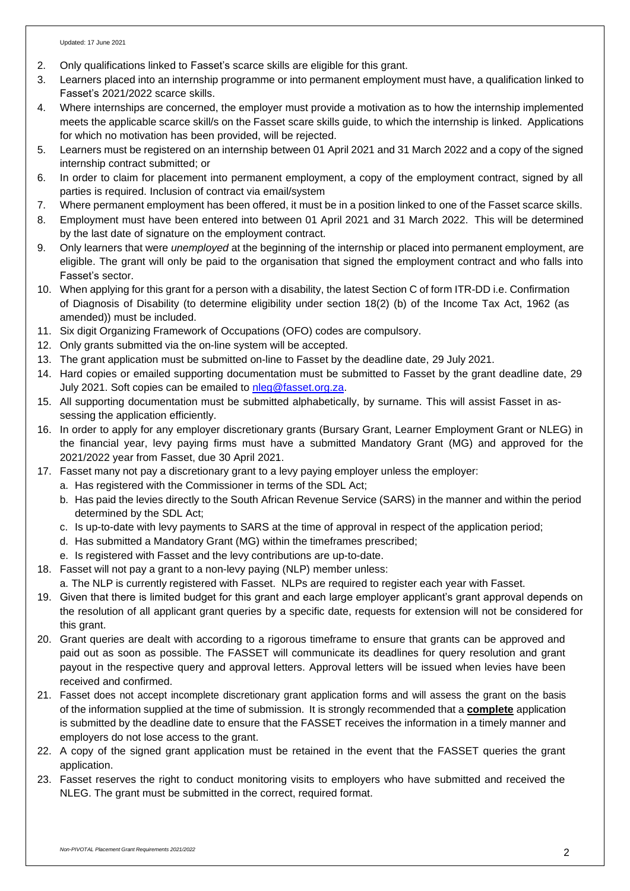2. Only qualifications linked to Fasset's scarce skills are eligible for this grant.
3. Learners placed into an internship programme or into permanent employment must have, a qualification linked to Fasset's 2021/2022 scarce skills.
4. Where internships are concerned, the employer must provide a motivation as to how the internship implemented meets the applicable scarce skill/s on the Fasset scare skills guide, to which the internship is linked. Applications for which no motivation has been provided, will be rejected.
5. Learners must be registered on an internship between 01 April 2021 and 31 March 2022 and a copy of the signed internship contract submitted; or
6. In order to claim for placement into permanent employment, a copy of the employment contract, signed by all parties is required. Inclusion of contract via email/system
7. Where permanent employment has been offered, it must be in a position linked to one of the Fasset scarce skills.
8. Employment must have been entered into between 01 April 2021 and 31 March 2022. This will be determined by the last date of signature on the employment contract.
9. Only learners that were *unemployed* at the beginning of the internship or placed into permanent employment, are eligible. The grant will only be paid to the organisation that signed the employment contract and who falls into Fasset's sector.
10. When applying for this grant for a person with a disability, the latest Section C of form ITR-DD i.e. Confirmation of Diagnosis of Disability (to determine eligibility under section 18(2) (b) of the Income Tax Act, 1962 (as amended)) must be included.
11. Six digit Organizing Framework of Occupations (OFO) codes are compulsory.
12. Only grants submitted via the on-line system will be accepted.
13. The grant application must be submitted on-line to Fasset by the deadline date, 29 July 2021.
14. Hard copies or emailed supporting documentation must be submitted to Fasset by the grant deadline date, 29 July 2021. Soft copies can be emailed to nleg@fasset.org.za.
15. All supporting documentation must be submitted alphabetically, by surname. This will assist Fasset in assessing the application efficiently.
16. In order to apply for any employer discretionary grants (Bursary Grant, Learner Employment Grant or NLEG) in the financial year, levy paying firms must have a submitted Mandatory Grant (MG) and approved for the 2021/2022 year from Fasset, due 30 April 2021.
17. Fasset many not pay a discretionary grant to a levy paying employer unless the employer:
    a. Has registered with the Commissioner in terms of the SDL Act;
    b. Has paid the levies directly to the South African Revenue Service (SARS) in the manner and within the period determined by the SDL Act;
    c. Is up-to-date with levy payments to SARS at the time of approval in respect of the application period;
    d. Has submitted a Mandatory Grant (MG) within the timeframes prescribed;
    e. Is registered with Fasset and the levy contributions are up-to-date.
18. Fasset will not pay a grant to a non-levy paying (NLP) member unless:
    a. The NLP is currently registered with Fasset. NLPs are required to register each year with Fasset.
19. Given that there is limited budget for this grant and each large employer applicant's grant approval depends on the resolution of all applicant grant queries by a specific date, requests for extension will not be considered for this grant.
20. Grant queries are dealt with according to a rigorous timeframe to ensure that grants can be approved and paid out as soon as possible. The FASSET will communicate its deadlines for query resolution and grant payout in the respective query and approval letters. Approval letters will be issued when levies have been received and confirmed.
21. Fasset does not accept incomplete discretionary grant application forms and will assess the grant on the basis of the information supplied at the time of submission. It is strongly recommended that a **complete** application is submitted by the deadline date to ensure that the FASSET receives the information in a timely manner and employers do not lose access to the grant.
22. A copy of the signed grant application must be retained in the event that the FASSET queries the grant application.
23. Fasset reserves the right to conduct monitoring visits to employers who have submitted and received the NLEG. The grant must be submitted in the correct, required format.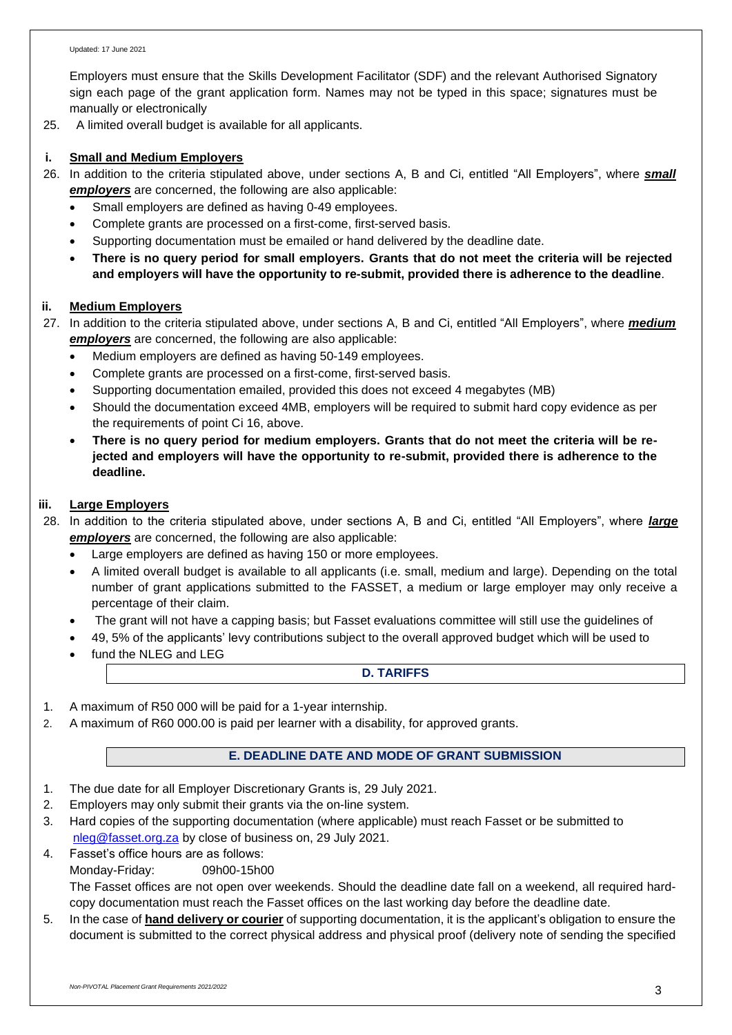Employers must ensure that the Skills Development Facilitator (SDF) and the relevant Authorised Signatory sign each page of the grant application form. Names may not be typed in this space; signatures must be manually or electronically

25. A limited overall budget is available for all applicants.

### i. Small and Medium Employers

26. In addition to the criteria stipulated above, under sections A, B and Ci, entitled "All Employers", where ***small employers*** are concerned, the following are also applicable:
    - Small employers are defined as having 0-49 employees.
    - Complete grants are processed on a first-come, first-served basis.
    - Supporting documentation must be emailed or hand delivered by the deadline date.
    - **There is no query period for small employers. Grants that do not meet the criteria will be rejected and employers will have the opportunity to re-submit, provided there is adherence to the deadline**.

### ii. Medium Employers

27. In addition to the criteria stipulated above, under sections A, B and Ci, entitled "All Employers", where ***medium employers*** are concerned, the following are also applicable:
    - Medium employers are defined as having 50-149 employees.
    - Complete grants are processed on a first-come, first-served basis.
    - Supporting documentation emailed, provided this does not exceed 4 megabytes (MB)
    - Should the documentation exceed 4MB, employers will be required to submit hard copy evidence as per the requirements of point Ci 16, above.
    - **There is no query period for medium employers. Grants that do not meet the criteria will be re-jected and employers will have the opportunity to re-submit, provided there is adherence to the deadline.**

### iii. Large Employers

28. In addition to the criteria stipulated above, under sections A, B and Ci, entitled "All Employers", where ***large employers*** are concerned, the following are also applicable:
    - Large employers are defined as having 150 or more employees.
    - A limited overall budget is available to all applicants (i.e. small, medium and large). Depending on the total number of grant applications submitted to the FASSET, a medium or large employer may only receive a percentage of their claim.
    - The grant will not have a capping basis; but Fasset evaluations committee will still use the guidelines of
    - 49, 5% of the applicants' levy contributions subject to the overall approved budget which will be used to
    - fund the NLEG and LEG

## D. TARIFFS

1. A maximum of R50 000 will be paid for a 1-year internship.
2. A maximum of R60 000.00 is paid per learner with a disability, for approved grants.

## E. DEADLINE DATE AND MODE OF GRANT SUBMISSION

1. The due date for all Employer Discretionary Grants is, 29 July 2021.
2. Employers may only submit their grants via the on-line system.
3. Hard copies of the supporting documentation (where applicable) must reach Fasset or be submitted to nleg@fasset.org.za by close of business on, 29 July 2021.
4. Fasset's office hours are as follows:
   Monday-Friday: 09h00-15h00
   The Fasset offices are not open over weekends. Should the deadline date fall on a weekend, all required hard-copy documentation must reach the Fasset offices on the last working day before the deadline date.
5. In the case of **hand delivery or courier** of supporting documentation, it is the applicant's obligation to ensure the document is submitted to the correct physical address and physical proof (delivery note of sending the specified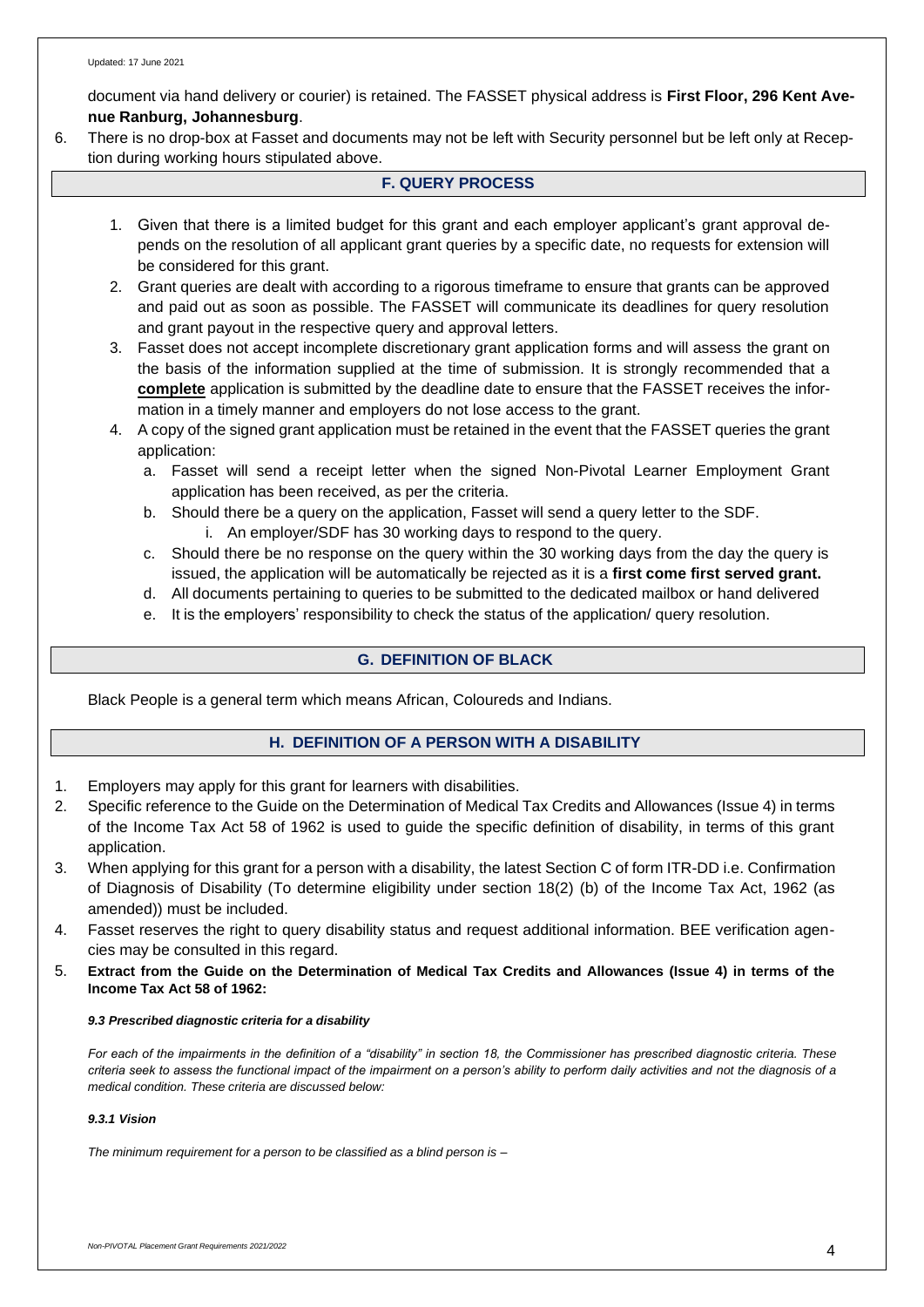document via hand delivery or courier) is retained. The FASSET physical address is **First Floor, 296 Kent Avenue Ranburg, Johannesburg**.

6. There is no drop-box at Fasset and documents may not be left with Security personnel but be left only at Reception during working hours stipulated above.

## F. QUERY PROCESS

1. Given that there is a limited budget for this grant and each employer applicant's grant approval depends on the resolution of all applicant grant queries by a specific date, no requests for extension will be considered for this grant.
2. Grant queries are dealt with according to a rigorous timeframe to ensure that grants can be approved and paid out as soon as possible. The FASSET will communicate its deadlines for query resolution and grant payout in the respective query and approval letters.
3. Fasset does not accept incomplete discretionary grant application forms and will assess the grant on the basis of the information supplied at the time of submission. It is strongly recommended that a **complete** application is submitted by the deadline date to ensure that the FASSET receives the information in a timely manner and employers do not lose access to the grant.
4. A copy of the signed grant application must be retained in the event that the FASSET queries the grant application:
   a. Fasset will send a receipt letter when the signed Non-Pivotal Learner Employment Grant application has been received, as per the criteria.
   b. Should there be a query on the application, Fasset will send a query letter to the SDF.
      i. An employer/SDF has 30 working days to respond to the query.
   c. Should there be no response on the query within the 30 working days from the day the query is issued, the application will be automatically be rejected as it is a **first come first served grant.**
   d. All documents pertaining to queries to be submitted to the dedicated mailbox or hand delivered
   e. It is the employers' responsibility to check the status of the application/ query resolution.

## G. DEFINITION OF BLACK

Black People is a general term which means African, Coloureds and Indians.

## H. DEFINITION OF A PERSON WITH A DISABILITY

1. Employers may apply for this grant for learners with disabilities.
2. Specific reference to the Guide on the Determination of Medical Tax Credits and Allowances (Issue 4) in terms of the Income Tax Act 58 of 1962 is used to guide the specific definition of disability, in terms of this grant application.
3. When applying for this grant for a person with a disability, the latest Section C of form ITR-DD i.e. Confirmation of Diagnosis of Disability (To determine eligibility under section 18(2) (b) of the Income Tax Act, 1962 (as amended)) must be included.
4. Fasset reserves the right to query disability status and request additional information. BEE verification agencies may be consulted in this regard.
5. **Extract from the Guide on the Determination of Medical Tax Credits and Allowances (Issue 4) in terms of the Income Tax Act 58 of 1962:**

***9.3 Prescribed diagnostic criteria for a disability***

*For each of the impairments in the definition of a "disability" in section 18, the Commissioner has prescribed diagnostic criteria. These criteria seek to assess the functional impact of the impairment on a person's ability to perform daily activities and not the diagnosis of a medical condition. These criteria are discussed below:*

***9.3.1 Vision***

*The minimum requirement for a person to be classified as a blind person is –*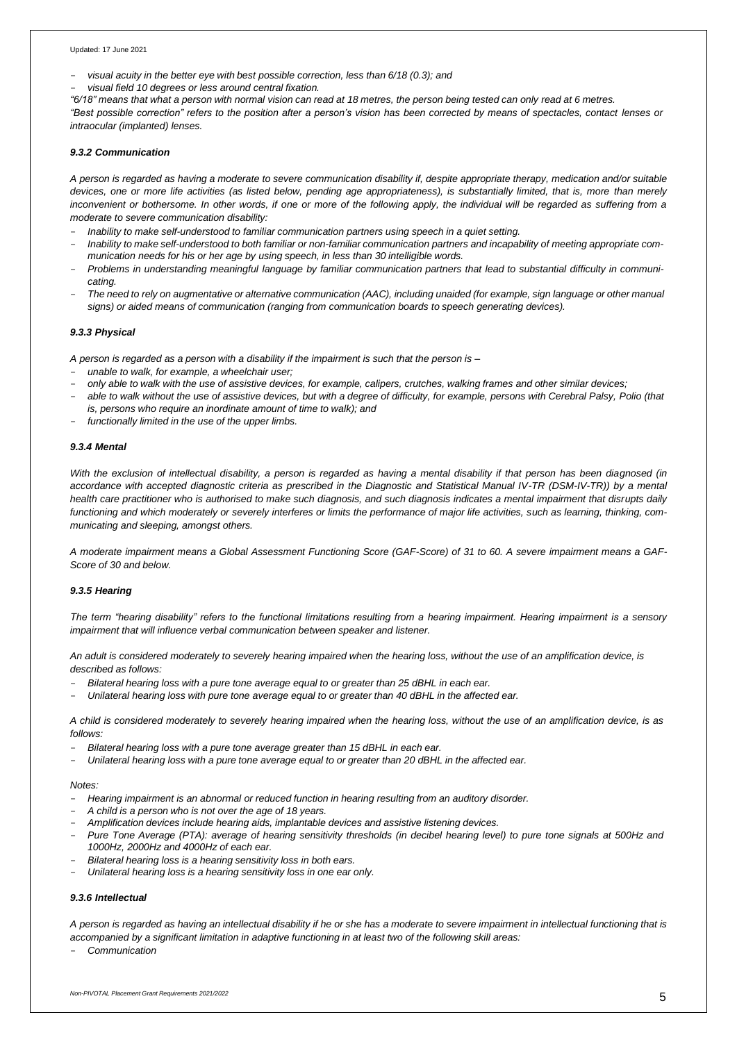- *visual acuity in the better eye with best possible correction, less than 6/18 (0.3); and*
- *visual field 10 degrees or less around central fixation.*

*"6/18" means that what a person with normal vision can read at 18 metres, the person being tested can only read at 6 metres.*

*"Best possible correction" refers to the position after a person's vision has been corrected by means of spectacles, contact lenses or intraocular (implanted) lenses.*

#### *9.3.2 Communication*

*A person is regarded as having a moderate to severe communication disability if, despite appropriate therapy, medication and/or suitable devices, one or more life activities (as listed below, pending age appropriateness), is substantially limited, that is, more than merely inconvenient or bothersome. In other words, if one or more of the following apply, the individual will be regarded as suffering from a moderate to severe communication disability:*

- *Inability to make self-understood to familiar communication partners using speech in a quiet setting.*
- *Inability to make self-understood to both familiar or non-familiar communication partners and incapability of meeting appropriate communication needs for his or her age by using speech, in less than 30 intelligible words.*
- *Problems in understanding meaningful language by familiar communication partners that lead to substantial difficulty in communicating.*
- *The need to rely on augmentative or alternative communication (AAC), including unaided (for example, sign language or other manual signs) or aided means of communication (ranging from communication boards to speech generating devices).*

#### *9.3.3 Physical*

*A person is regarded as a person with a disability if the impairment is such that the person is –*

- *unable to walk, for example, a wheelchair user;*
- *only able to walk with the use of assistive devices, for example, calipers, crutches, walking frames and other similar devices;*
- *able to walk without the use of assistive devices, but with a degree of difficulty, for example, persons with Cerebral Palsy, Polio (that is, persons who require an inordinate amount of time to walk); and*
- *functionally limited in the use of the upper limbs.*

#### *9.3.4 Mental*

*With the exclusion of intellectual disability, a person is regarded as having a mental disability if that person has been diagnosed (in accordance with accepted diagnostic criteria as prescribed in the Diagnostic and Statistical Manual IV-TR (DSM-IV-TR)) by a mental health care practitioner who is authorised to make such diagnosis, and such diagnosis indicates a mental impairment that disrupts daily functioning and which moderately or severely interferes or limits the performance of major life activities, such as learning, thinking, communicating and sleeping, amongst others.*

*A moderate impairment means a Global Assessment Functioning Score (GAF-Score) of 31 to 60. A severe impairment means a GAF-Score of 30 and below.*

#### *9.3.5 Hearing*

*The term "hearing disability" refers to the functional limitations resulting from a hearing impairment. Hearing impairment is a sensory impairment that will influence verbal communication between speaker and listener.*

*An adult is considered moderately to severely hearing impaired when the hearing loss, without the use of an amplification device, is described as follows:*

- *Bilateral hearing loss with a pure tone average equal to or greater than 25 dBHL in each ear.*
- *Unilateral hearing loss with pure tone average equal to or greater than 40 dBHL in the affected ear.*

*A child is considered moderately to severely hearing impaired when the hearing loss, without the use of an amplification device, is as follows:*

- *Bilateral hearing loss with a pure tone average greater than 15 dBHL in each ear.*
- *Unilateral hearing loss with a pure tone average equal to or greater than 20 dBHL in the affected ear.*

*Notes:*

- *Hearing impairment is an abnormal or reduced function in hearing resulting from an auditory disorder.*
- *A child is a person who is not over the age of 18 years.*
- *Amplification devices include hearing aids, implantable devices and assistive listening devices.*
- *Pure Tone Average (PTA): average of hearing sensitivity thresholds (in decibel hearing level) to pure tone signals at 500Hz and 1000Hz, 2000Hz and 4000Hz of each ear.*
- *Bilateral hearing loss is a hearing sensitivity loss in both ears.*
- *Unilateral hearing loss is a hearing sensitivity loss in one ear only.*

#### *9.3.6 Intellectual*

*A person is regarded as having an intellectual disability if he or she has a moderate to severe impairment in intellectual functioning that is accompanied by a significant limitation in adaptive functioning in at least two of the following skill areas:*

- *Communication*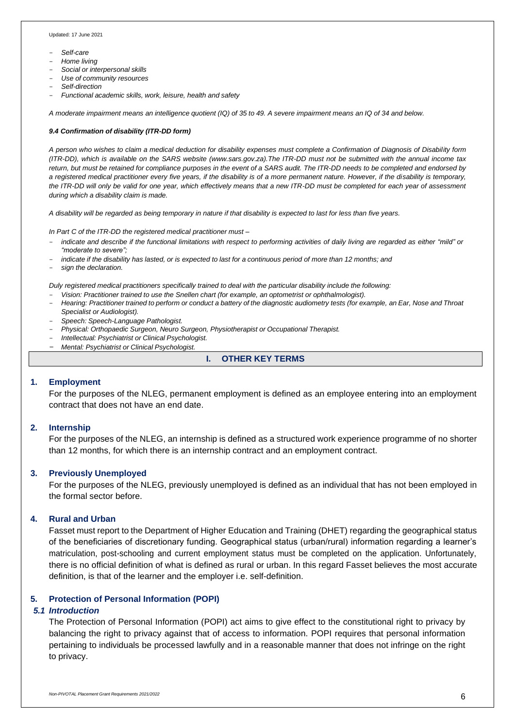- *Self-care*
- *Home living*
- *Social or interpersonal skills*
- *Use of community resources*
- *Self-direction*
- *Functional academic skills, work, leisure, health and safety*

*A moderate impairment means an intelligence quotient (IQ) of 35 to 49. A severe impairment means an IQ of 34 and below.*

***9.4 Confirmation of disability (ITR-DD form)***

*A person who wishes to claim a medical deduction for disability expenses must complete a Confirmation of Diagnosis of Disability form (ITR-DD), which is available on the SARS website (www.sars.gov.za).The ITR-DD must not be submitted with the annual income tax return, but must be retained for compliance purposes in the event of a SARS audit. The ITR-DD needs to be completed and endorsed by a registered medical practitioner every five years, if the disability is of a more permanent nature. However, if the disability is temporary, the ITR-DD will only be valid for one year, which effectively means that a new ITR-DD must be completed for each year of assessment during which a disability claim is made.*

*A disability will be regarded as being temporary in nature if that disability is expected to last for less than five years.*

*In Part C of the ITR-DD the registered medical practitioner must –*

- *indicate and describe if the functional limitations with respect to performing activities of daily living are regarded as either "mild" or "moderate to severe";*
- *indicate if the disability has lasted, or is expected to last for a continuous period of more than 12 months; and*
- *sign the declaration.*

*Duly registered medical practitioners specifically trained to deal with the particular disability include the following:*

- *Vision: Practitioner trained to use the Snellen chart (for example, an optometrist or ophthalmologist).*
- *Hearing: Practitioner trained to perform or conduct a battery of the diagnostic audiometry tests (for example, an Ear, Nose and Throat Specialist or Audiologist).*
- *Speech: Speech-Language Pathologist.*
- *Physical: Orthopaedic Surgeon, Neuro Surgeon, Physiotherapist or Occupational Therapist.*
- *Intellectual: Psychiatrist or Clinical Psychologist.*
- *Mental: Psychiatrist or Clinical Psychologist.*

## I. OTHER KEY TERMS

### 1. Employment

For the purposes of the NLEG, permanent employment is defined as an employee entering into an employment contract that does not have an end date.

### 2. Internship

For the purposes of the NLEG, an internship is defined as a structured work experience programme of no shorter than 12 months, for which there is an internship contract and an employment contract.

### 3. Previously Unemployed

For the purposes of the NLEG, previously unemployed is defined as an individual that has not been employed in the formal sector before.

### 4. Rural and Urban

Fasset must report to the Department of Higher Education and Training (DHET) regarding the geographical status of the beneficiaries of discretionary funding. Geographical status (urban/rural) information regarding a learner's matriculation, post-schooling and current employment status must be completed on the application. Unfortunately, there is no official definition of what is defined as rural or urban. In this regard Fasset believes the most accurate definition, is that of the learner and the employer i.e. self-definition.

### 5. Protection of Personal Information (POPI)

#### *5.1 Introduction*

The Protection of Personal Information (POPI) act aims to give effect to the constitutional right to privacy by balancing the right to privacy against that of access to information. POPI requires that personal information pertaining to individuals be processed lawfully and in a reasonable manner that does not infringe on the right to privacy.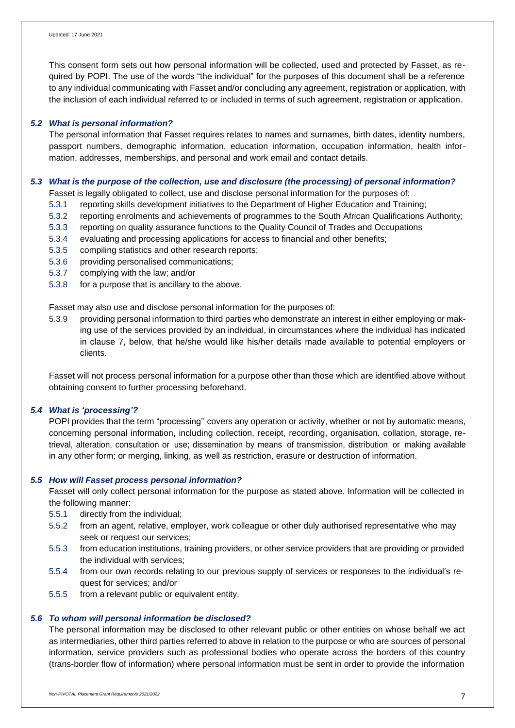This consent form sets out how personal information will be collected, used and protected by Fasset, as required by POPI. The use of the words "the individual" for the purposes of this document shall be a reference to any individual communicating with Fasset and/or concluding any agreement, registration or application, with the inclusion of each individual referred to or included in terms of such agreement, registration or application.

### *5.2 What is personal information?*

The personal information that Fasset requires relates to names and surnames, birth dates, identity numbers, passport numbers, demographic information, education information, occupation information, health information, addresses, memberships, and personal and work email and contact details.

### *5.3 What is the purpose of the collection, use and disclosure (the processing) of personal information?*

Fasset is legally obligated to collect, use and disclose personal information for the purposes of:

- 5.3.1 reporting skills development initiatives to the Department of Higher Education and Training;
- 5.3.2 reporting enrolments and achievements of programmes to the South African Qualifications Authority;
- 5.3.3 reporting on quality assurance functions to the Quality Council of Trades and Occupations
- 5.3.4 evaluating and processing applications for access to financial and other benefits;
- 5.3.5 compiling statistics and other research reports;
- 5.3.6 providing personalised communications;
- 5.3.7 complying with the law; and/or
- 5.3.8 for a purpose that is ancillary to the above.

Fasset may also use and disclose personal information for the purposes of:

- 5.3.9 providing personal information to third parties who demonstrate an interest in either employing or making use of the services provided by an individual, in circumstances where the individual has indicated in clause 7, below, that he/she would like his/her details made available to potential employers or clients.

Fasset will not process personal information for a purpose other than those which are identified above without obtaining consent to further processing beforehand.

### *5.4 What is 'processing'?*

POPI provides that the term "processing'' covers any operation or activity, whether or not by automatic means, concerning personal information, including collection, receipt, recording, organisation, collation, storage, retrieval, alteration, consultation or use; dissemination by means of transmission, distribution or making available in any other form; or merging, linking, as well as restriction, erasure or destruction of information.

### *5.5 How will Fasset process personal information?*

Fasset will only collect personal information for the purpose as stated above. Information will be collected in the following manner:

- 5.5.1 directly from the individual;
- 5.5.2 from an agent, relative, employer, work colleague or other duly authorised representative who may seek or request our services;
- 5.5.3 from education institutions, training providers, or other service providers that are providing or provided the individual with services;
- 5.5.4 from our own records relating to our previous supply of services or responses to the individual's request for services; and/or
- 5.5.5 from a relevant public or equivalent entity.

### *5.6 To whom will personal information be disclosed?*

The personal information may be disclosed to other relevant public or other entities on whose behalf we act as intermediaries, other third parties referred to above in relation to the purpose or who are sources of personal information, service providers such as professional bodies who operate across the borders of this country (trans-border flow of information) where personal information must be sent in order to provide the information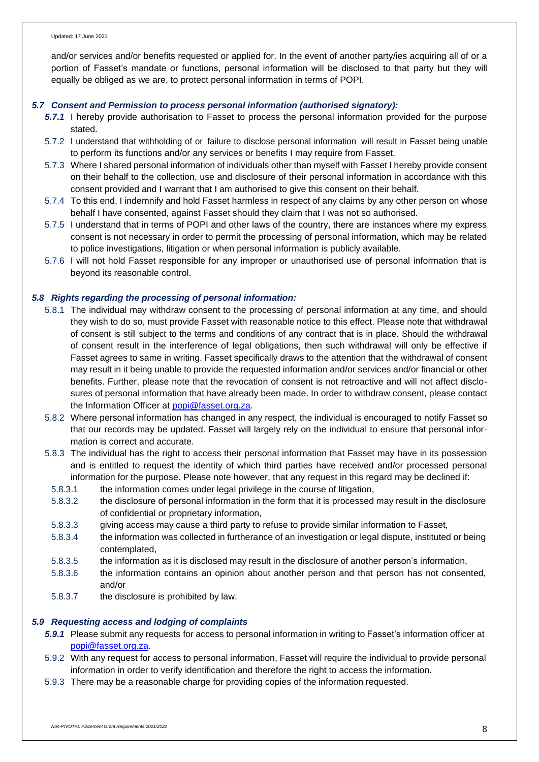and/or services and/or benefits requested or applied for. In the event of another party/ies acquiring all of or a portion of Fasset's mandate or functions, personal information will be disclosed to that party but they will equally be obliged as we are, to protect personal information in terms of POPI.

### *5.7 Consent and Permission to process personal information (authorised signatory):*

***5.7.1*** I hereby provide authorisation to Fasset to process the personal information provided for the purpose stated.

5.7.2 I understand that withholding of or failure to disclose personal information will result in Fasset being unable to perform its functions and/or any services or benefits I may require from Fasset.

5.7.3 Where I shared personal information of individuals other than myself with Fasset I hereby provide consent on their behalf to the collection, use and disclosure of their personal information in accordance with this consent provided and I warrant that I am authorised to give this consent on their behalf.

5.7.4 To this end, I indemnify and hold Fasset harmless in respect of any claims by any other person on whose behalf I have consented, against Fasset should they claim that I was not so authorised.

5.7.5 I understand that in terms of POPI and other laws of the country, there are instances where my express consent is not necessary in order to permit the processing of personal information, which may be related to police investigations, litigation or when personal information is publicly available.

5.7.6 I will not hold Fasset responsible for any improper or unauthorised use of personal information that is beyond its reasonable control.

### *5.8 Rights regarding the processing of personal information:*

5.8.1 The individual may withdraw consent to the processing of personal information at any time, and should they wish to do so, must provide Fasset with reasonable notice to this effect. Please note that withdrawal of consent is still subject to the terms and conditions of any contract that is in place. Should the withdrawal of consent result in the interference of legal obligations, then such withdrawal will only be effective if Fasset agrees to same in writing. Fasset specifically draws to the attention that the withdrawal of consent may result in it being unable to provide the requested information and/or services and/or financial or other benefits. Further, please note that the revocation of consent is not retroactive and will not affect disclosures of personal information that have already been made. In order to withdraw consent, please contact the Information Officer at popi@fasset.org.za.

5.8.2 Where personal information has changed in any respect, the individual is encouraged to notify Fasset so that our records may be updated. Fasset will largely rely on the individual to ensure that personal information is correct and accurate.

5.8.3 The individual has the right to access their personal information that Fasset may have in its possession and is entitled to request the identity of which third parties have received and/or processed personal information for the purpose. Please note however, that any request in this regard may be declined if:

5.8.3.1 the information comes under legal privilege in the course of litigation,

5.8.3.2 the disclosure of personal information in the form that it is processed may result in the disclosure of confidential or proprietary information,

5.8.3.3 giving access may cause a third party to refuse to provide similar information to Fasset,

5.8.3.4 the information was collected in furtherance of an investigation or legal dispute, instituted or being contemplated,

5.8.3.5 the information as it is disclosed may result in the disclosure of another person's information,

5.8.3.6 the information contains an opinion about another person and that person has not consented, and/or

5.8.3.7 the disclosure is prohibited by law.

### *5.9 Requesting access and lodging of complaints*

***5.9.1*** Please submit any requests for access to personal information in writing to Fasset's information officer at popi@fasset.org.za.

5.9.2 With any request for access to personal information, Fasset will require the individual to provide personal information in order to verify identification and therefore the right to access the information.

5.9.3 There may be a reasonable charge for providing copies of the information requested.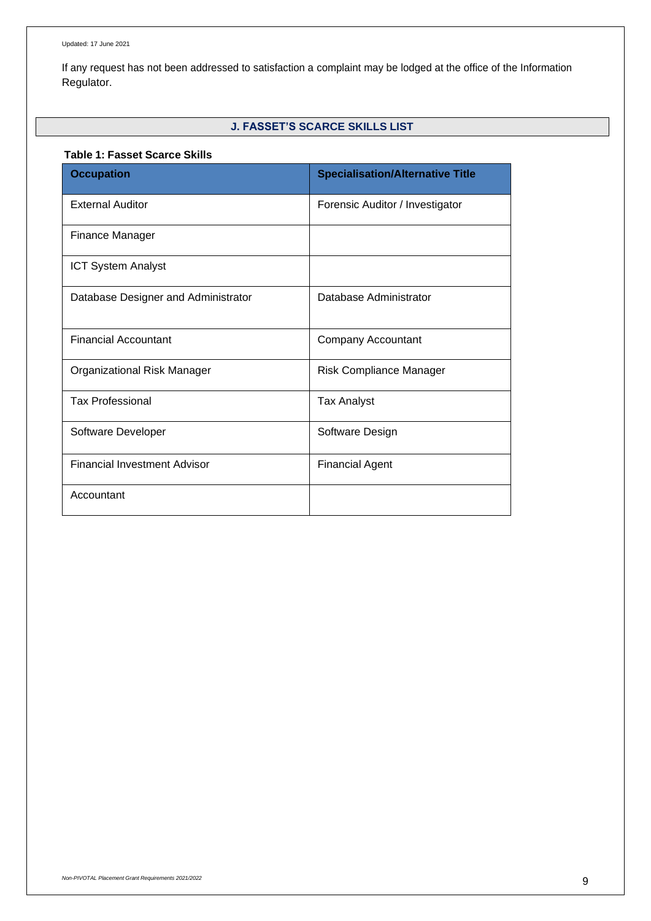If any request has not been addressed to satisfaction a complaint may be lodged at the office of the Information Regulator.

## J. FASSET'S SCARCE SKILLS LIST

**Table 1: Fasset Scarce Skills**

| Occupation | Specialisation/Alternative Title |
|---|---|
| External Auditor | Forensic Auditor / Investigator |
| Finance Manager | |
| ICT System Analyst | |
| Database Designer and Administrator | Database Administrator |
| Financial Accountant | Company Accountant |
| Organizational Risk Manager | Risk Compliance Manager |
| Tax Professional | Tax Analyst |
| Software Developer | Software Design |
| Financial Investment Advisor | Financial Agent |
| Accountant | |